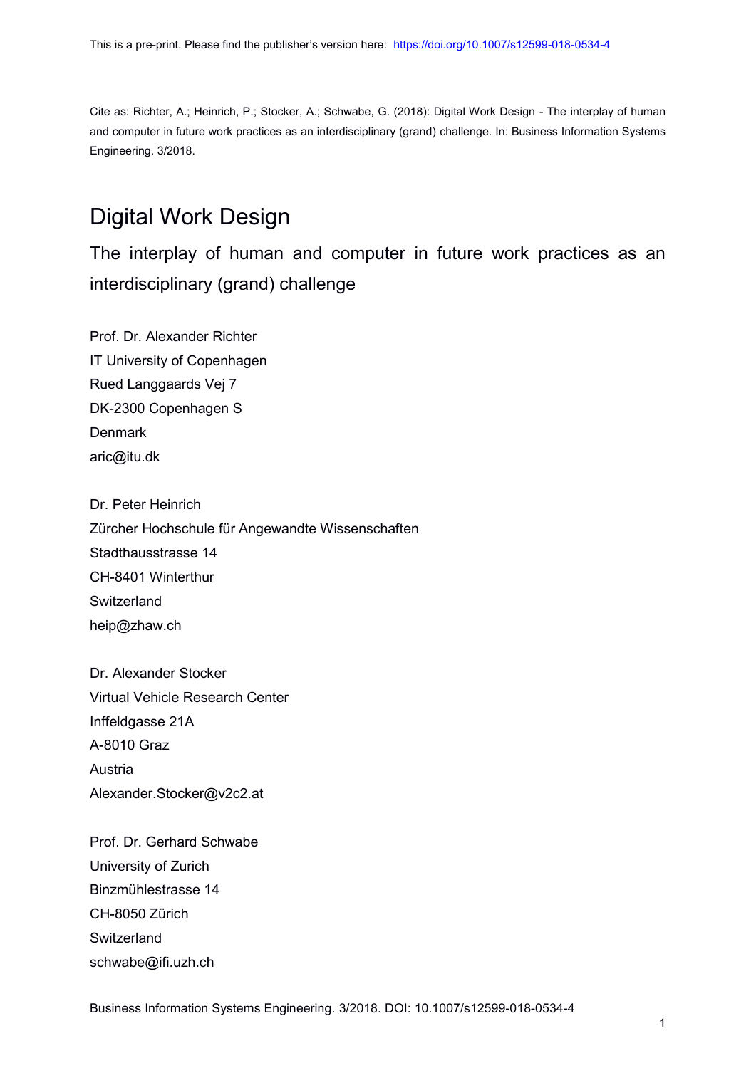This is a pre-print. Please find the publisher's version here: https://doi.org/10.1007/s12599-018-0534-4

Cite as: Richter, A.; Heinrich, P.; Stocker, A.; Schwabe, G. (2018): Digital Work Design - The interplay of human and computer in future work practices as an interdisciplinary (grand) challenge. In: Business Information Systems Engineering. 3/2018.

# Digital Work Design

## The interplay of human and computer in future work practices as an interdisciplinary (grand) challenge

Prof. Dr. Alexander Richter
IT University of Copenhagen
Rued Langgaards Vej 7
DK-2300 Copenhagen S
Denmark
aric@itu.dk

Dr. Peter Heinrich
Zürcher Hochschule für Angewandte Wissenschaften
Stadthausstrasse 14
CH-8401 Winterthur
Switzerland
heip@zhaw.ch

Dr. Alexander Stocker
Virtual Vehicle Research Center
Inffeldgasse 21A
A-8010 Graz
Austria
Alexander.Stocker@v2c2.at

Prof. Dr. Gerhard Schwabe
University of Zurich
Binzmühlestrasse 14
CH-8050 Zürich
Switzerland
schwabe@ifi.uzh.ch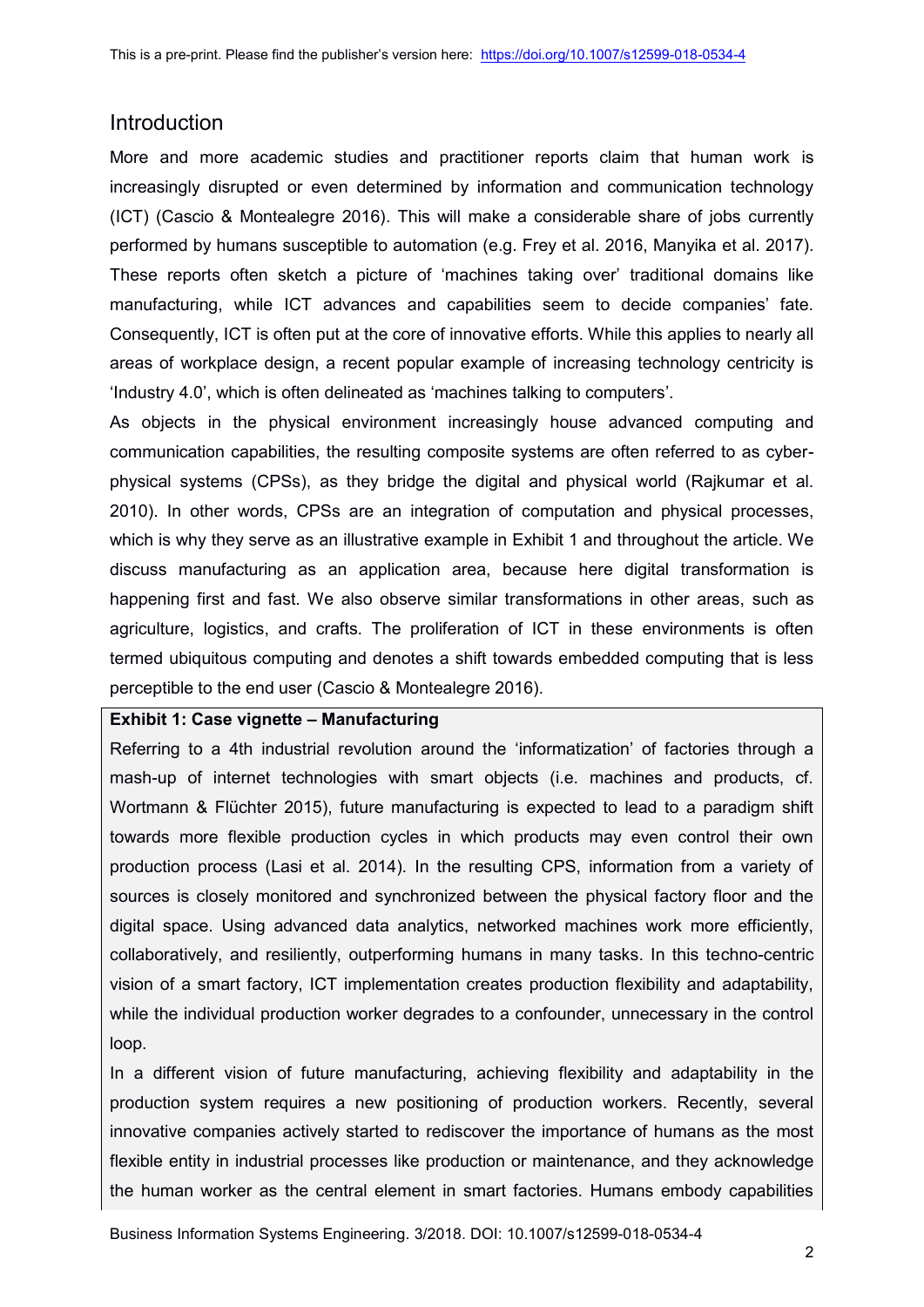## Introduction

More and more academic studies and practitioner reports claim that human work is increasingly disrupted or even determined by information and communication technology (ICT) (Cascio & Montealegre 2016). This will make a considerable share of jobs currently performed by humans susceptible to automation (e.g. Frey et al. 2016, Manyika et al. 2017). These reports often sketch a picture of 'machines taking over' traditional domains like manufacturing, while ICT advances and capabilities seem to decide companies' fate. Consequently, ICT is often put at the core of innovative efforts. While this applies to nearly all areas of workplace design, a recent popular example of increasing technology centricity is 'Industry 4.0', which is often delineated as 'machines talking to computers'.

As objects in the physical environment increasingly house advanced computing and communication capabilities, the resulting composite systems are often referred to as cyber-physical systems (CPSs), as they bridge the digital and physical world (Rajkumar et al. 2010). In other words, CPSs are an integration of computation and physical processes, which is why they serve as an illustrative example in Exhibit 1 and throughout the article. We discuss manufacturing as an application area, because here digital transformation is happening first and fast. We also observe similar transformations in other areas, such as agriculture, logistics, and crafts. The proliferation of ICT in these environments is often termed ubiquitous computing and denotes a shift towards embedded computing that is less perceptible to the end user (Cascio & Montealegre 2016).

**Exhibit 1: Case vignette – Manufacturing**

Referring to a 4th industrial revolution around the 'informatization' of factories through a mash-up of internet technologies with smart objects (i.e. machines and products, cf. Wortmann & Flüchter 2015), future manufacturing is expected to lead to a paradigm shift towards more flexible production cycles in which products may even control their own production process (Lasi et al. 2014). In the resulting CPS, information from a variety of sources is closely monitored and synchronized between the physical factory floor and the digital space. Using advanced data analytics, networked machines work more efficiently, collaboratively, and resiliently, outperforming humans in many tasks. In this techno-centric vision of a smart factory, ICT implementation creates production flexibility and adaptability, while the individual production worker degrades to a confounder, unnecessary in the control loop.

In a different vision of future manufacturing, achieving flexibility and adaptability in the production system requires a new positioning of production workers. Recently, several innovative companies actively started to rediscover the importance of humans as the most flexible entity in industrial processes like production or maintenance, and they acknowledge the human worker as the central element in smart factories. Humans embody capabilities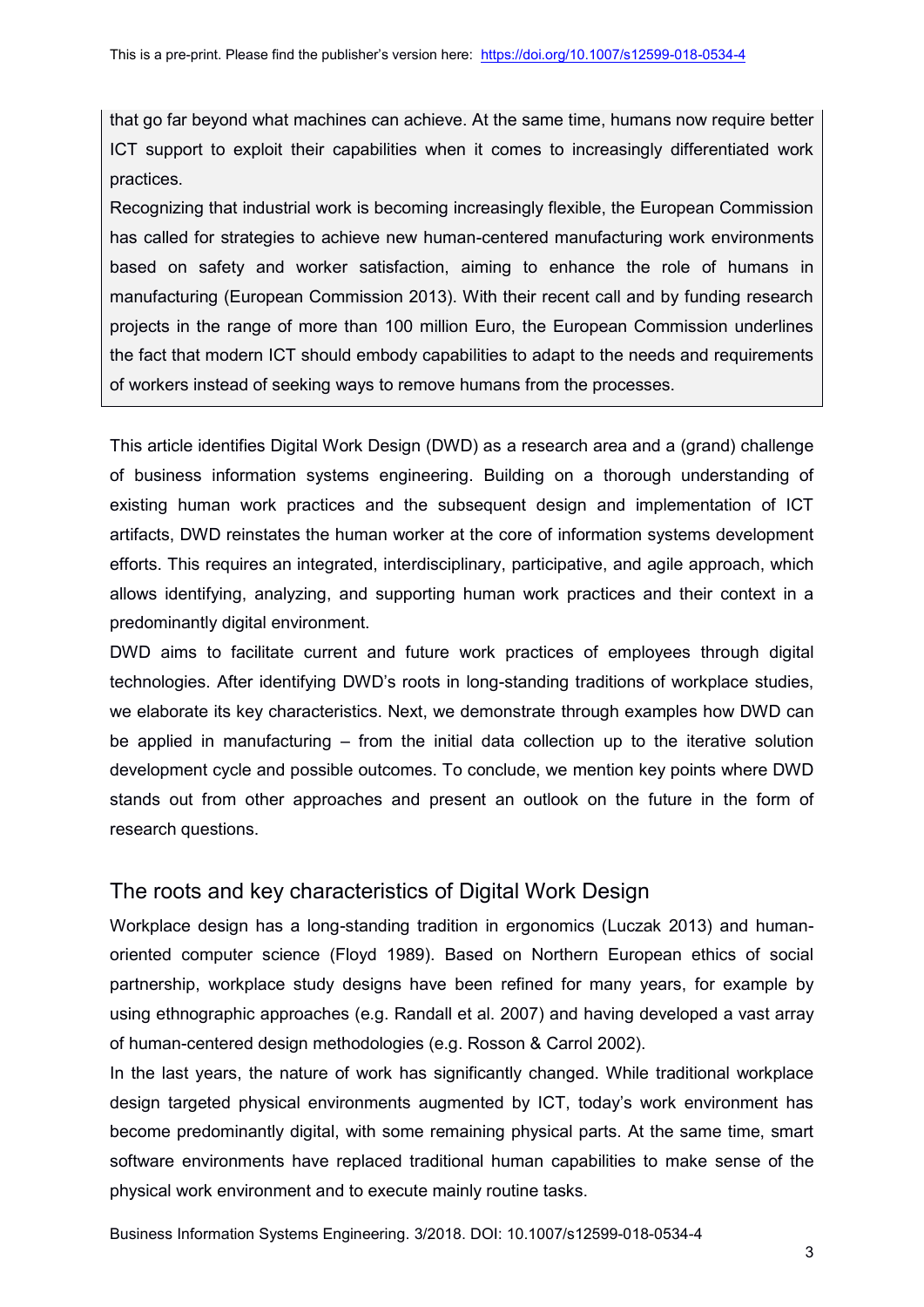that go far beyond what machines can achieve. At the same time, humans now require better ICT support to exploit their capabilities when it comes to increasingly differentiated work practices.

Recognizing that industrial work is becoming increasingly flexible, the European Commission has called for strategies to achieve new human-centered manufacturing work environments based on safety and worker satisfaction, aiming to enhance the role of humans in manufacturing (European Commission 2013). With their recent call and by funding research projects in the range of more than 100 million Euro, the European Commission underlines the fact that modern ICT should embody capabilities to adapt to the needs and requirements of workers instead of seeking ways to remove humans from the processes.

This article identifies Digital Work Design (DWD) as a research area and a (grand) challenge of business information systems engineering. Building on a thorough understanding of existing human work practices and the subsequent design and implementation of ICT artifacts, DWD reinstates the human worker at the core of information systems development efforts. This requires an integrated, interdisciplinary, participative, and agile approach, which allows identifying, analyzing, and supporting human work practices and their context in a predominantly digital environment.

DWD aims to facilitate current and future work practices of employees through digital technologies. After identifying DWD's roots in long-standing traditions of workplace studies, we elaborate its key characteristics. Next, we demonstrate through examples how DWD can be applied in manufacturing – from the initial data collection up to the iterative solution development cycle and possible outcomes. To conclude, we mention key points where DWD stands out from other approaches and present an outlook on the future in the form of research questions.

## The roots and key characteristics of Digital Work Design

Workplace design has a long-standing tradition in ergonomics (Luczak 2013) and human-oriented computer science (Floyd 1989). Based on Northern European ethics of social partnership, workplace study designs have been refined for many years, for example by using ethnographic approaches (e.g. Randall et al. 2007) and having developed a vast array of human-centered design methodologies (e.g. Rosson & Carrol 2002).

In the last years, the nature of work has significantly changed. While traditional workplace design targeted physical environments augmented by ICT, today's work environment has become predominantly digital, with some remaining physical parts. At the same time, smart software environments have replaced traditional human capabilities to make sense of the physical work environment and to execute mainly routine tasks.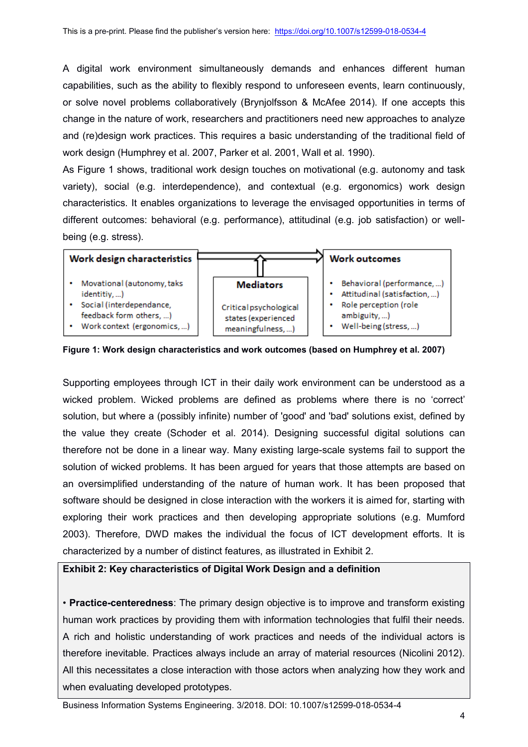A digital work environment simultaneously demands and enhances different human capabilities, such as the ability to flexibly respond to unforeseen events, learn continuously, or solve novel problems collaboratively (Brynjolfsson & McAfee 2014). If one accepts this change in the nature of work, researchers and practitioners need new approaches to analyze and (re)design work practices. This requires a basic understanding of the traditional field of work design (Humphrey et al. 2007, Parker et al. 2001, Wall et al. 1990).

As Figure 1 shows, traditional work design touches on motivational (e.g. autonomy and task variety), social (e.g. interdependence), and contextual (e.g. ergonomics) work design characteristics. It enables organizations to leverage the envisaged opportunities in terms of different outcomes: behavioral (e.g. performance), attitudinal (e.g. job satisfaction) or well-being (e.g. stress).

| Work design characteristics | Mediators | Work outcomes |
|---|---|---|
| • Movational (autonomy, taks identitiy, ...)<br>• Social (interdependance, feedback form others, ...)<br>• Work context (ergonomics, ...) | Critical psychological states (experienced meaningfulness, ...) | • Behavioral (performance, ...)<br>• Attitudinal (satisfaction, ...)<br>• Role perception (role ambiguity, ...)<br>• Well-being (stress, ...) |

**Figure 1: Work design characteristics and work outcomes (based on Humphrey et al. 2007)**

Supporting employees through ICT in their daily work environment can be understood as a wicked problem. Wicked problems are defined as problems where there is no 'correct' solution, but where a (possibly infinite) number of 'good' and 'bad' solutions exist, defined by the value they create (Schoder et al. 2014). Designing successful digital solutions can therefore not be done in a linear way. Many existing large-scale systems fail to support the solution of wicked problems. It has been argued for years that those attempts are based on an oversimplified understanding of the nature of human work. It has been proposed that software should be designed in close interaction with the workers it is aimed for, starting with exploring their work practices and then developing appropriate solutions (e.g. Mumford 2003). Therefore, DWD makes the individual the focus of ICT development efforts. It is characterized by a number of distinct features, as illustrated in Exhibit 2.

**Exhibit 2: Key characteristics of Digital Work Design and a definition**

• **Practice-centeredness**: The primary design objective is to improve and transform existing human work practices by providing them with information technologies that fulfil their needs. A rich and holistic understanding of work practices and needs of the individual actors is therefore inevitable. Practices always include an array of material resources (Nicolini 2012). All this necessitates a close interaction with those actors when analyzing how they work and when evaluating developed prototypes.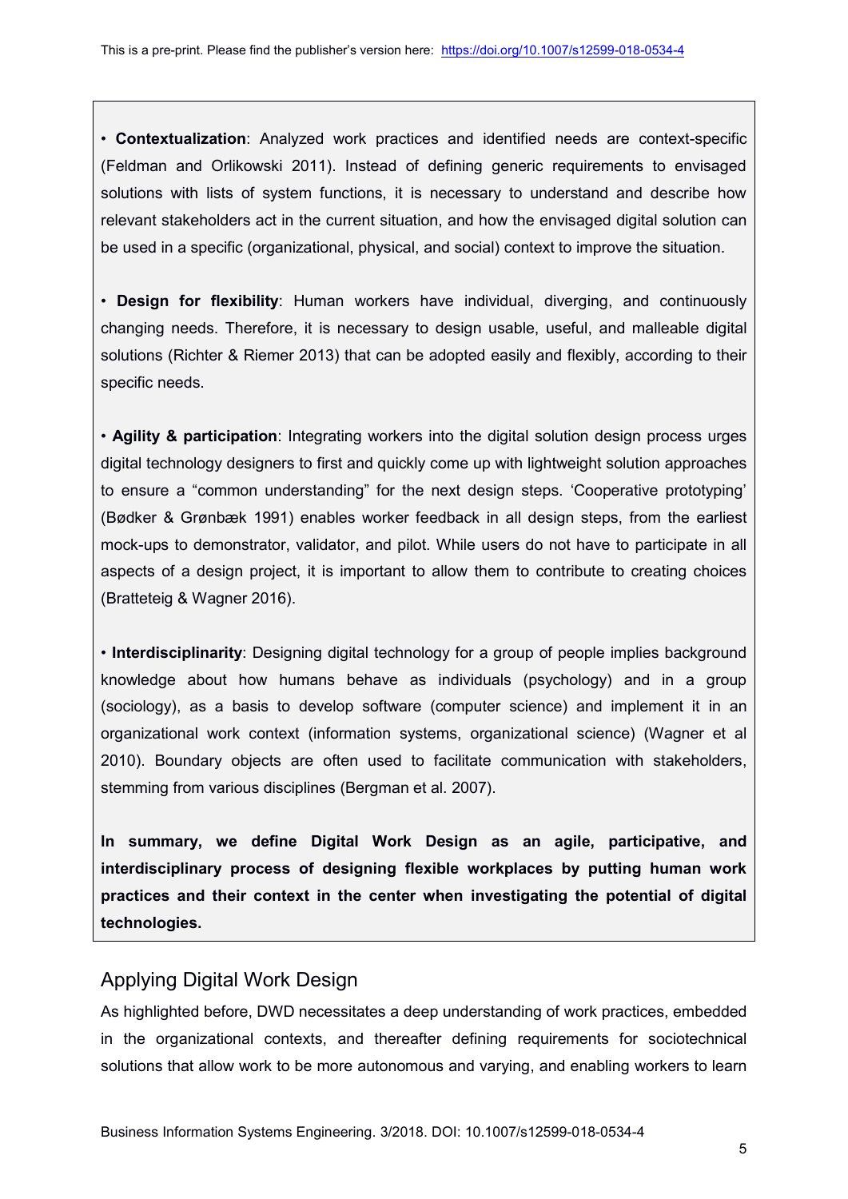• **Contextualization**: Analyzed work practices and identified needs are context-specific (Feldman and Orlikowski 2011). Instead of defining generic requirements to envisaged solutions with lists of system functions, it is necessary to understand and describe how relevant stakeholders act in the current situation, and how the envisaged digital solution can be used in a specific (organizational, physical, and social) context to improve the situation.

• **Design for flexibility**: Human workers have individual, diverging, and continuously changing needs. Therefore, it is necessary to design usable, useful, and malleable digital solutions (Richter & Riemer 2013) that can be adopted easily and flexibly, according to their specific needs.

• **Agility & participation**: Integrating workers into the digital solution design process urges digital technology designers to first and quickly come up with lightweight solution approaches to ensure a "common understanding" for the next design steps. 'Cooperative prototyping' (Bødker & Grønbæk 1991) enables worker feedback in all design steps, from the earliest mock-ups to demonstrator, validator, and pilot. While users do not have to participate in all aspects of a design project, it is important to allow them to contribute to creating choices (Bratteteig & Wagner 2016).

• **Interdisciplinarity**: Designing digital technology for a group of people implies background knowledge about how humans behave as individuals (psychology) and in a group (sociology), as a basis to develop software (computer science) and implement it in an organizational work context (information systems, organizational science) (Wagner et al 2010). Boundary objects are often used to facilitate communication with stakeholders, stemming from various disciplines (Bergman et al. 2007).

**In summary, we define Digital Work Design as an agile, participative, and interdisciplinary process of designing flexible workplaces by putting human work practices and their context in the center when investigating the potential of digital technologies.**

## Applying Digital Work Design

As highlighted before, DWD necessitates a deep understanding of work practices, embedded in the organizational contexts, and thereafter defining requirements for sociotechnical solutions that allow work to be more autonomous and varying, and enabling workers to learn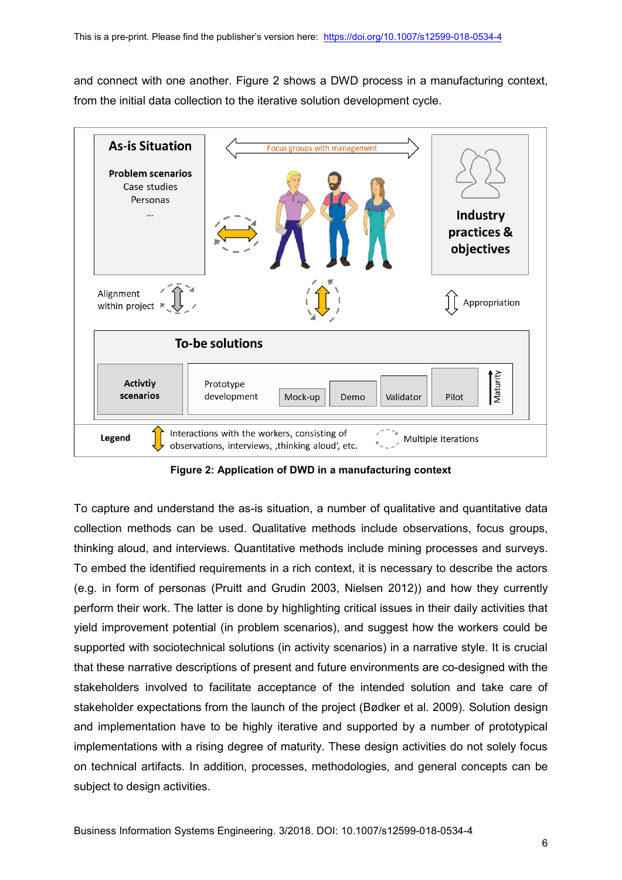and connect with one another. Figure 2 shows a DWD process in a manufacturing context, from the initial data collection to the iterative solution development cycle.

**Figure 2: Application of DWD in a manufacturing context**

To capture and understand the as-is situation, a number of qualitative and quantitative data collection methods can be used. Qualitative methods include observations, focus groups, thinking aloud, and interviews. Quantitative methods include mining processes and surveys. To embed the identified requirements in a rich context, it is necessary to describe the actors (e.g. in form of personas (Pruitt and Grudin 2003, Nielsen 2012)) and how they currently perform their work. The latter is done by highlighting critical issues in their daily activities that yield improvement potential (in problem scenarios), and suggest how the workers could be supported with sociotechnical solutions (in activity scenarios) in a narrative style. It is crucial that these narrative descriptions of present and future environments are co-designed with the stakeholders involved to facilitate acceptance of the intended solution and take care of stakeholder expectations from the launch of the project (Bødker et al. 2009). Solution design and implementation have to be highly iterative and supported by a number of prototypical implementations with a rising degree of maturity. These design activities do not solely focus on technical artifacts. In addition, processes, methodologies, and general concepts can be subject to design activities.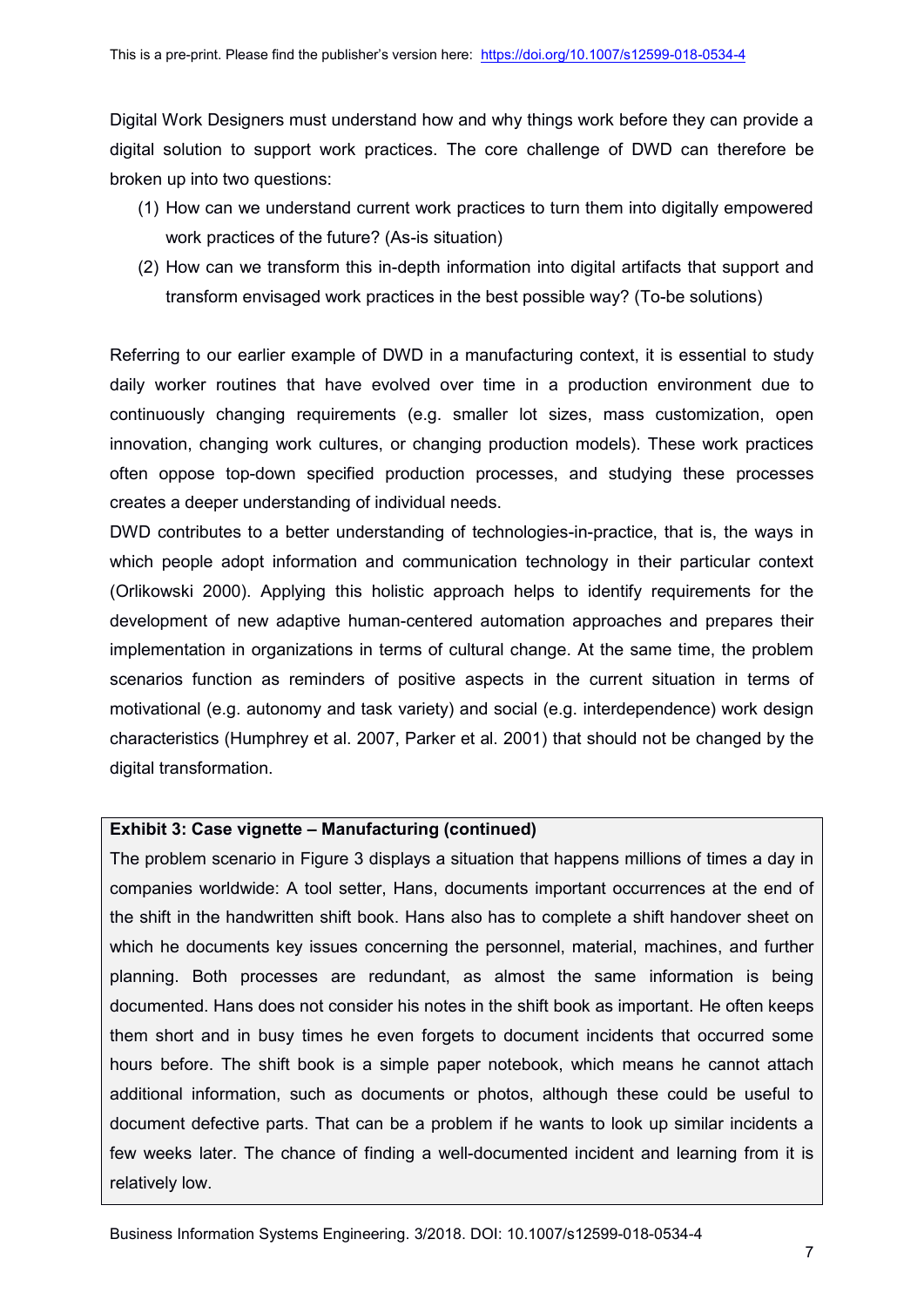Digital Work Designers must understand how and why things work before they can provide a digital solution to support work practices. The core challenge of DWD can therefore be broken up into two questions:

(1) How can we understand current work practices to turn them into digitally empowered work practices of the future? (As-is situation)

(2) How can we transform this in-depth information into digital artifacts that support and transform envisaged work practices in the best possible way? (To-be solutions)

Referring to our earlier example of DWD in a manufacturing context, it is essential to study daily worker routines that have evolved over time in a production environment due to continuously changing requirements (e.g. smaller lot sizes, mass customization, open innovation, changing work cultures, or changing production models). These work practices often oppose top-down specified production processes, and studying these processes creates a deeper understanding of individual needs.

DWD contributes to a better understanding of technologies-in-practice, that is, the ways in which people adopt information and communication technology in their particular context (Orlikowski 2000). Applying this holistic approach helps to identify requirements for the development of new adaptive human-centered automation approaches and prepares their implementation in organizations in terms of cultural change. At the same time, the problem scenarios function as reminders of positive aspects in the current situation in terms of motivational (e.g. autonomy and task variety) and social (e.g. interdependence) work design characteristics (Humphrey et al. 2007, Parker et al. 2001) that should not be changed by the digital transformation.

**Exhibit 3: Case vignette – Manufacturing (continued)**

The problem scenario in Figure 3 displays a situation that happens millions of times a day in companies worldwide: A tool setter, Hans, documents important occurrences at the end of the shift in the handwritten shift book. Hans also has to complete a shift handover sheet on which he documents key issues concerning the personnel, material, machines, and further planning. Both processes are redundant, as almost the same information is being documented. Hans does not consider his notes in the shift book as important. He often keeps them short and in busy times he even forgets to document incidents that occurred some hours before. The shift book is a simple paper notebook, which means he cannot attach additional information, such as documents or photos, although these could be useful to document defective parts. That can be a problem if he wants to look up similar incidents a few weeks later. The chance of finding a well-documented incident and learning from it is relatively low.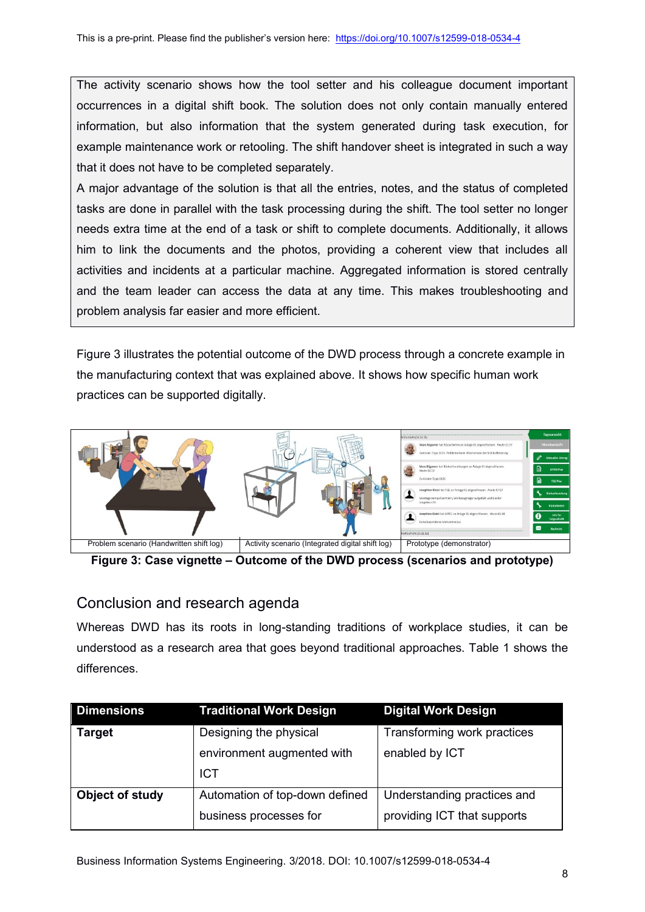The activity scenario shows how the tool setter and his colleague document important occurrences in a digital shift book. The solution does not only contain manually entered information, but also information that the system generated during task execution, for example maintenance work or retooling. The shift handover sheet is integrated in such a way that it does not have to be completed separately.

A major advantage of the solution is that all the entries, notes, and the status of completed tasks are done in parallel with the task processing during the shift. The tool setter no longer needs extra time at the end of a task or shift to complete documents. Additionally, it allows him to link the documents and the photos, providing a coherent view that includes all activities and incidents at a particular machine. Aggregated information is stored centrally and the team leader can access the data at any time. This makes troubleshooting and problem analysis far easier and more efficient.

Figure 3 illustrates the potential outcome of the DWD process through a concrete example in the manufacturing context that was explained above. It shows how specific human work practices can be supported digitally.

Problem scenario (Handwritten shift log) | Activity scenario (Integrated digital shift log) | Prototype (demonstrator)

**Figure 3: Case vignette – Outcome of the DWD process (scenarios and prototype)**

## Conclusion and research agenda

Whereas DWD has its roots in long-standing traditions of workplace studies, it can be understood as a research area that goes beyond traditional approaches. Table 1 shows the differences.

| Dimensions | Traditional Work Design | Digital Work Design |
|---|---|---|
| **Target** | Designing the physical environment augmented with ICT | Transforming work practices enabled by ICT |
| **Object of study** | Automation of top-down defined business processes for | Understanding practices and providing ICT that supports |

Business Information Systems Engineering. 3/2018. DOI: 10.1007/s12599-018-0534-4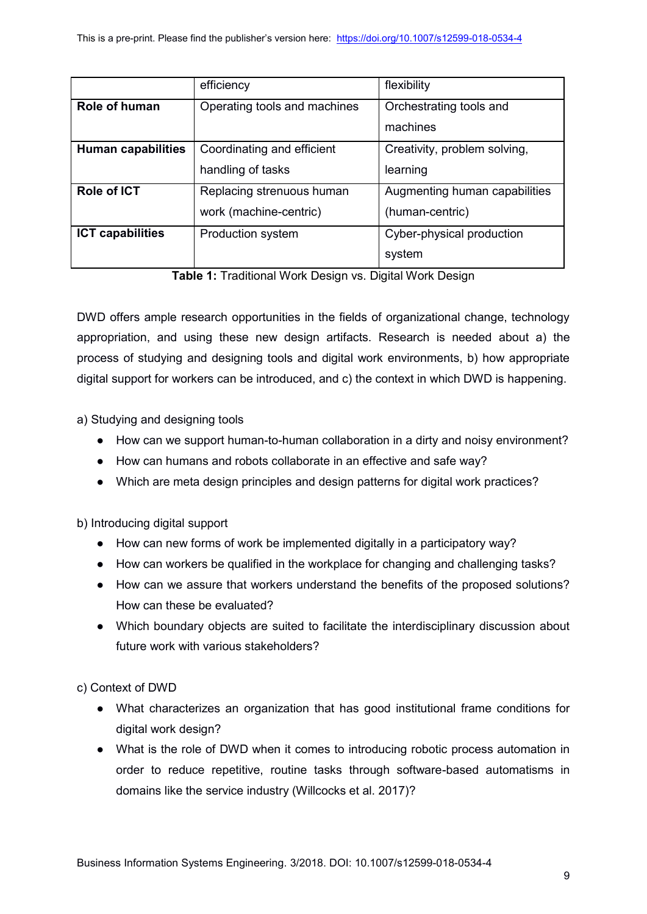| | efficiency | flexibility |
|---|---|---|
| **Role of human** | Operating tools and machines | Orchestrating tools and machines |
| **Human capabilities** | Coordinating and efficient handling of tasks | Creativity, problem solving, learning |
| **Role of ICT** | Replacing strenuous human work (machine-centric) | Augmenting human capabilities (human-centric) |
| **ICT capabilities** | Production system | Cyber-physical production system |

**Table 1:** Traditional Work Design vs. Digital Work Design

DWD offers ample research opportunities in the fields of organizational change, technology appropriation, and using these new design artifacts. Research is needed about a) the process of studying and designing tools and digital work environments, b) how appropriate digital support for workers can be introduced, and c) the context in which DWD is happening.

a) Studying and designing tools

- How can we support human-to-human collaboration in a dirty and noisy environment?
- How can humans and robots collaborate in an effective and safe way?
- Which are meta design principles and design patterns for digital work practices?

b) Introducing digital support

- How can new forms of work be implemented digitally in a participatory way?
- How can workers be qualified in the workplace for changing and challenging tasks?
- How can we assure that workers understand the benefits of the proposed solutions? How can these be evaluated?
- Which boundary objects are suited to facilitate the interdisciplinary discussion about future work with various stakeholders?

c) Context of DWD

- What characterizes an organization that has good institutional frame conditions for digital work design?
- What is the role of DWD when it comes to introducing robotic process automation in order to reduce repetitive, routine tasks through software-based automatisms in domains like the service industry (Willcocks et al. 2017)?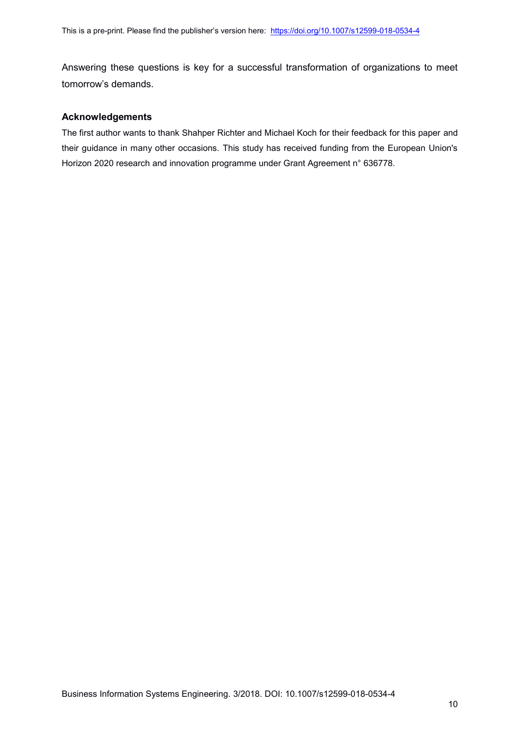Answering these questions is key for a successful transformation of organizations to meet tomorrow's demands.

## Acknowledgements

The first author wants to thank Shahper Richter and Michael Koch for their feedback for this paper and their guidance in many other occasions. This study has received funding from the European Union's Horizon 2020 research and innovation programme under Grant Agreement n° 636778.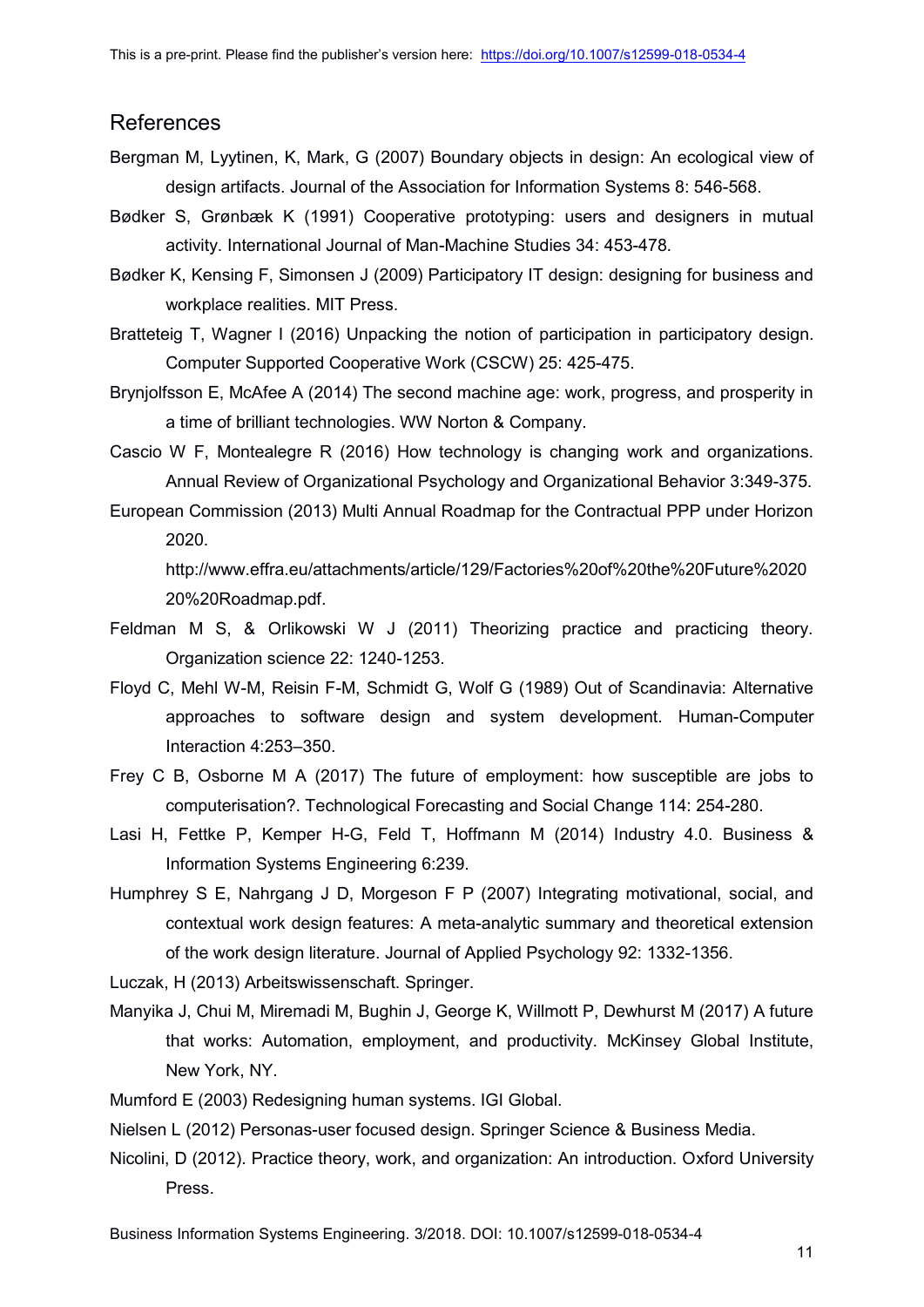## References

Bergman M, Lyytinen, K, Mark, G (2007) Boundary objects in design: An ecological view of design artifacts. Journal of the Association for Information Systems 8: 546-568.

Bødker S, Grønbæk K (1991) Cooperative prototyping: users and designers in mutual activity. International Journal of Man-Machine Studies 34: 453-478.

Bødker K, Kensing F, Simonsen J (2009) Participatory IT design: designing for business and workplace realities. MIT Press.

Bratteteig T, Wagner I (2016) Unpacking the notion of participation in participatory design. Computer Supported Cooperative Work (CSCW) 25: 425-475.

Brynjolfsson E, McAfee A (2014) The second machine age: work, progress, and prosperity in a time of brilliant technologies. WW Norton & Company.

Cascio W F, Montealegre R (2016) How technology is changing work and organizations. Annual Review of Organizational Psychology and Organizational Behavior 3:349-375.

European Commission (2013) Multi Annual Roadmap for the Contractual PPP under Horizon 2020. http://www.effra.eu/attachments/article/129/Factories%20of%20the%20Future%2020 20%20Roadmap.pdf.

Feldman M S, & Orlikowski W J (2011) Theorizing practice and practicing theory. Organization science 22: 1240-1253.

Floyd C, Mehl W-M, Reisin F-M, Schmidt G, Wolf G (1989) Out of Scandinavia: Alternative approaches to software design and system development. Human-Computer Interaction 4:253–350.

Frey C B, Osborne M A (2017) The future of employment: how susceptible are jobs to computerisation?. Technological Forecasting and Social Change 114: 254-280.

Lasi H, Fettke P, Kemper H-G, Feld T, Hoffmann M (2014) Industry 4.0. Business & Information Systems Engineering 6:239.

Humphrey S E, Nahrgang J D, Morgeson F P (2007) Integrating motivational, social, and contextual work design features: A meta-analytic summary and theoretical extension of the work design literature. Journal of Applied Psychology 92: 1332-1356.

Luczak, H (2013) Arbeitswissenschaft. Springer.

Manyika J, Chui M, Miremadi M, Bughin J, George K, Willmott P, Dewhurst M (2017) A future that works: Automation, employment, and productivity. McKinsey Global Institute, New York, NY.

Mumford E (2003) Redesigning human systems. IGI Global.

Nielsen L (2012) Personas-user focused design. Springer Science & Business Media.

Nicolini, D (2012). Practice theory, work, and organization: An introduction. Oxford University Press.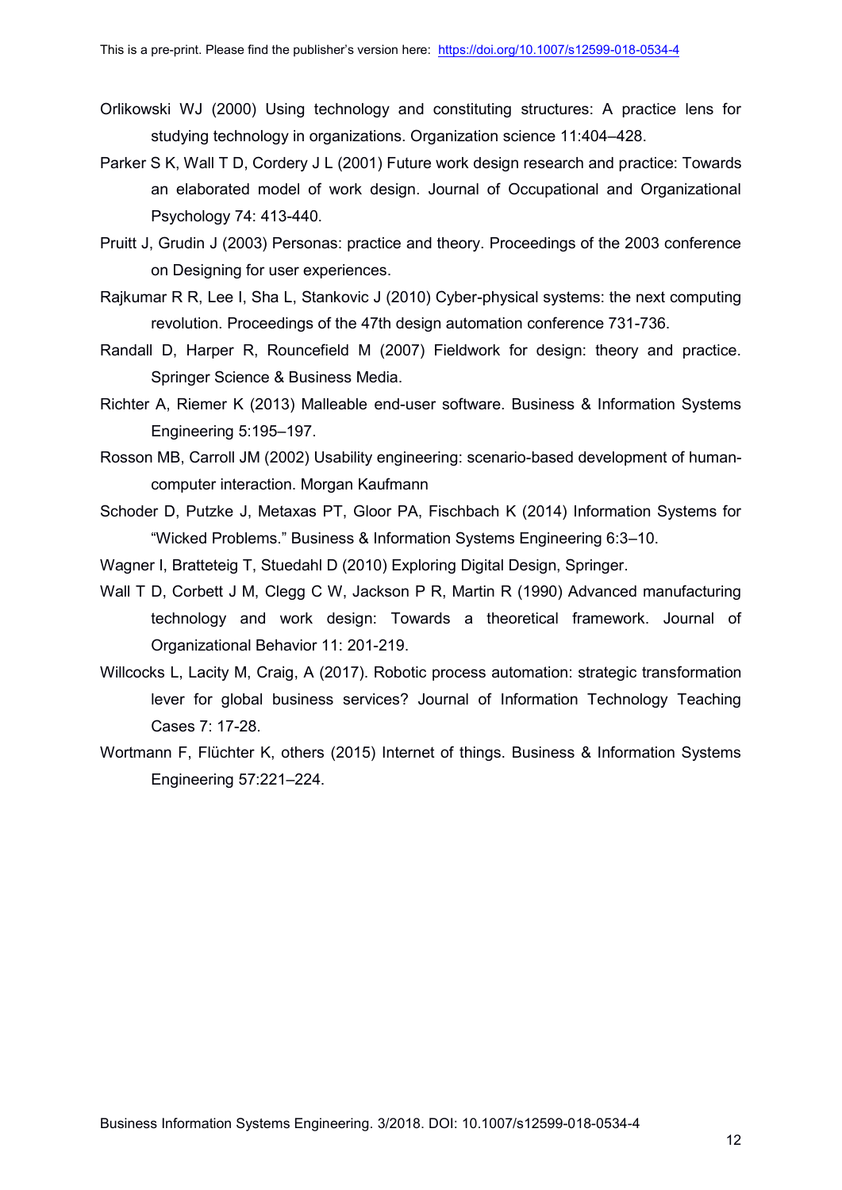Orlikowski WJ (2000) Using technology and constituting structures: A practice lens for studying technology in organizations. Organization science 11:404–428.

Parker S K, Wall T D, Cordery J L (2001) Future work design research and practice: Towards an elaborated model of work design. Journal of Occupational and Organizational Psychology 74: 413-440.

Pruitt J, Grudin J (2003) Personas: practice and theory. Proceedings of the 2003 conference on Designing for user experiences.

Rajkumar R R, Lee I, Sha L, Stankovic J (2010) Cyber-physical systems: the next computing revolution. Proceedings of the 47th design automation conference 731-736.

Randall D, Harper R, Rouncefield M (2007) Fieldwork for design: theory and practice. Springer Science & Business Media.

Richter A, Riemer K (2013) Malleable end-user software. Business & Information Systems Engineering 5:195–197.

Rosson MB, Carroll JM (2002) Usability engineering: scenario-based development of human-computer interaction. Morgan Kaufmann

Schoder D, Putzke J, Metaxas PT, Gloor PA, Fischbach K (2014) Information Systems for "Wicked Problems." Business & Information Systems Engineering 6:3–10.

Wagner I, Bratteteig T, Stuedahl D (2010) Exploring Digital Design, Springer.

Wall T D, Corbett J M, Clegg C W, Jackson P R, Martin R (1990) Advanced manufacturing technology and work design: Towards a theoretical framework. Journal of Organizational Behavior 11: 201-219.

Willcocks L, Lacity M, Craig, A (2017). Robotic process automation: strategic transformation lever for global business services? Journal of Information Technology Teaching Cases 7: 17-28.

Wortmann F, Flüchter K, others (2015) Internet of things. Business & Information Systems Engineering 57:221–224.